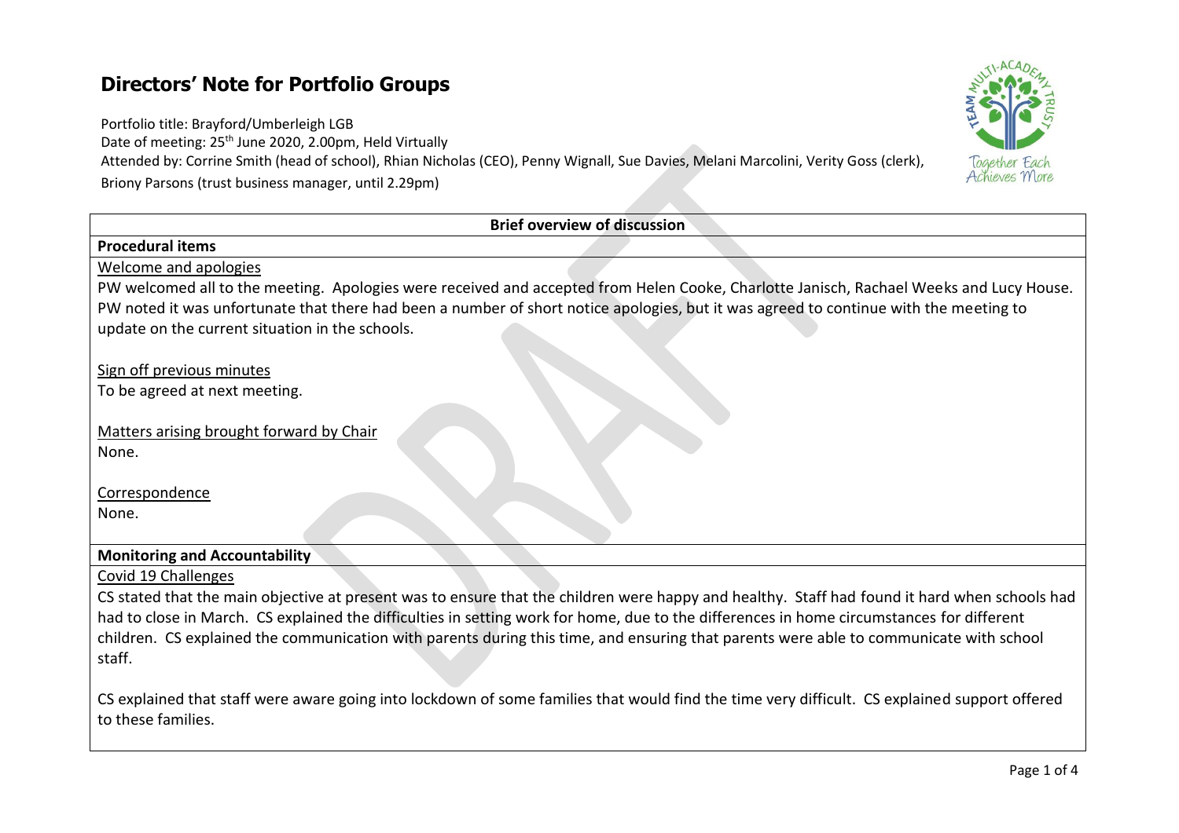# Directors' Note for Portfolio Groups

Portfolio title: Brayford/Umberleigh LGB
Date of meeting: 25th June 2020, 2.00pm, Held Virtually
Attended by: Corrine Smith (head of school), Rhian Nicholas (CEO), Penny Wignall, Sue Davies, Melani Marcolini, Verity Goss (clerk), Briony Parsons (trust business manager, until 2.29pm)

**Brief overview of discussion**

**Procedural items**

Welcome and apologies

PW welcomed all to the meeting. Apologies were received and accepted from Helen Cooke, Charlotte Janisch, Rachael Weeks and Lucy House. PW noted it was unfortunate that there had been a number of short notice apologies, but it was agreed to continue with the meeting to update on the current situation in the schools.

Sign off previous minutes

To be agreed at next meeting.

Matters arising brought forward by Chair

None.

Correspondence

None.

**Monitoring and Accountability**

Covid 19 Challenges

CS stated that the main objective at present was to ensure that the children were happy and healthy. Staff had found it hard when schools had had to close in March. CS explained the difficulties in setting work for home, due to the differences in home circumstances for different children. CS explained the communication with parents during this time, and ensuring that parents were able to communicate with school staff.

CS explained that staff were aware going into lockdown of some families that would find the time very difficult. CS explained support offered to these families.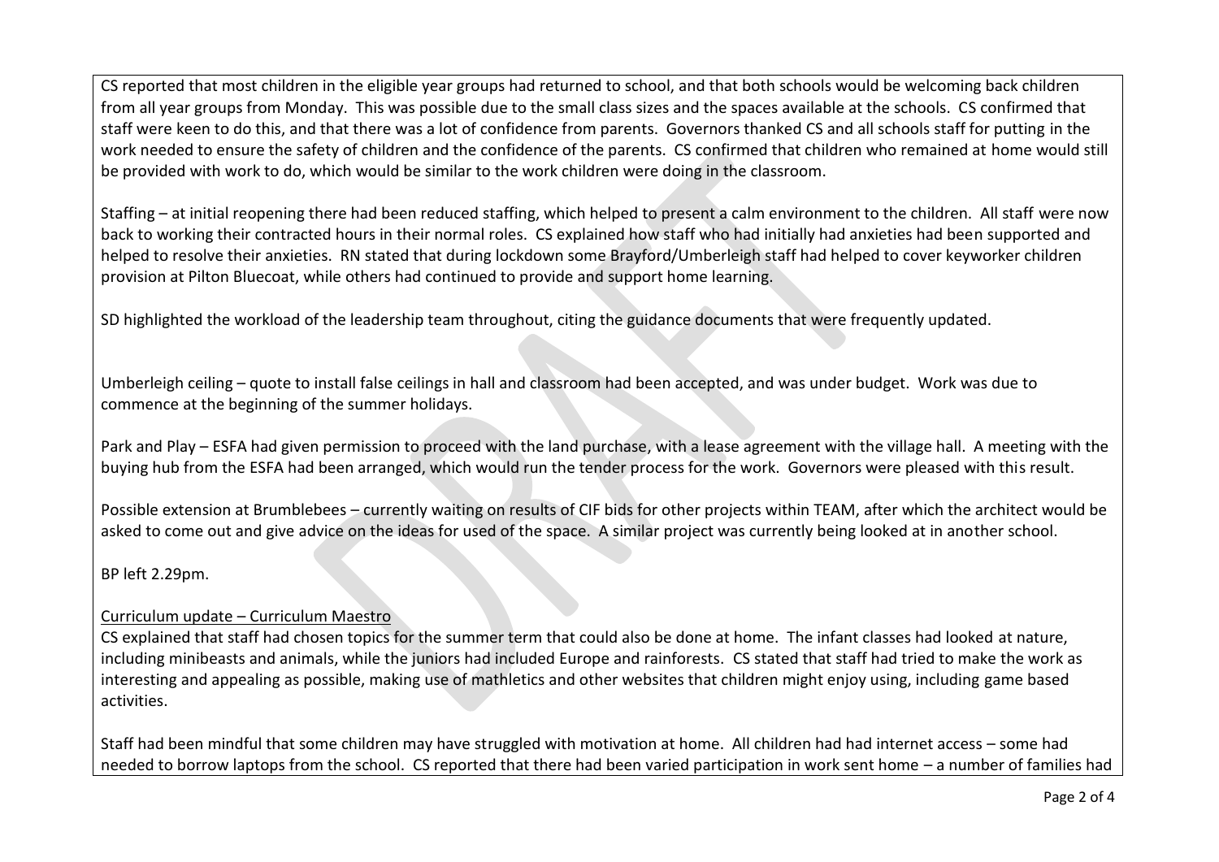CS reported that most children in the eligible year groups had returned to school, and that both schools would be welcoming back children from all year groups from Monday. This was possible due to the small class sizes and the spaces available at the schools. CS confirmed that staff were keen to do this, and that there was a lot of confidence from parents. Governors thanked CS and all schools staff for putting in the work needed to ensure the safety of children and the confidence of the parents. CS confirmed that children who remained at home would still be provided with work to do, which would be similar to the work children were doing in the classroom.

Staffing – at initial reopening there had been reduced staffing, which helped to present a calm environment to the children. All staff were now back to working their contracted hours in their normal roles. CS explained how staff who had initially had anxieties had been supported and helped to resolve their anxieties. RN stated that during lockdown some Brayford/Umberleigh staff had helped to cover keyworker children provision at Pilton Bluecoat, while others had continued to provide and support home learning.

SD highlighted the workload of the leadership team throughout, citing the guidance documents that were frequently updated.

Umberleigh ceiling – quote to install false ceilings in hall and classroom had been accepted, and was under budget. Work was due to commence at the beginning of the summer holidays.

Park and Play – ESFA had given permission to proceed with the land purchase, with a lease agreement with the village hall. A meeting with the buying hub from the ESFA had been arranged, which would run the tender process for the work. Governors were pleased with this result.

Possible extension at Brumblebees – currently waiting on results of CIF bids for other projects within TEAM, after which the architect would be asked to come out and give advice on the ideas for used of the space. A similar project was currently being looked at in another school.

BP left 2.29pm.

Curriculum update – Curriculum Maestro

CS explained that staff had chosen topics for the summer term that could also be done at home. The infant classes had looked at nature, including minibeasts and animals, while the juniors had included Europe and rainforests. CS stated that staff had tried to make the work as interesting and appealing as possible, making use of mathletics and other websites that children might enjoy using, including game based activities.

Staff had been mindful that some children may have struggled with motivation at home. All children had had internet access – some had needed to borrow laptops from the school. CS reported that there had been varied participation in work sent home – a number of families had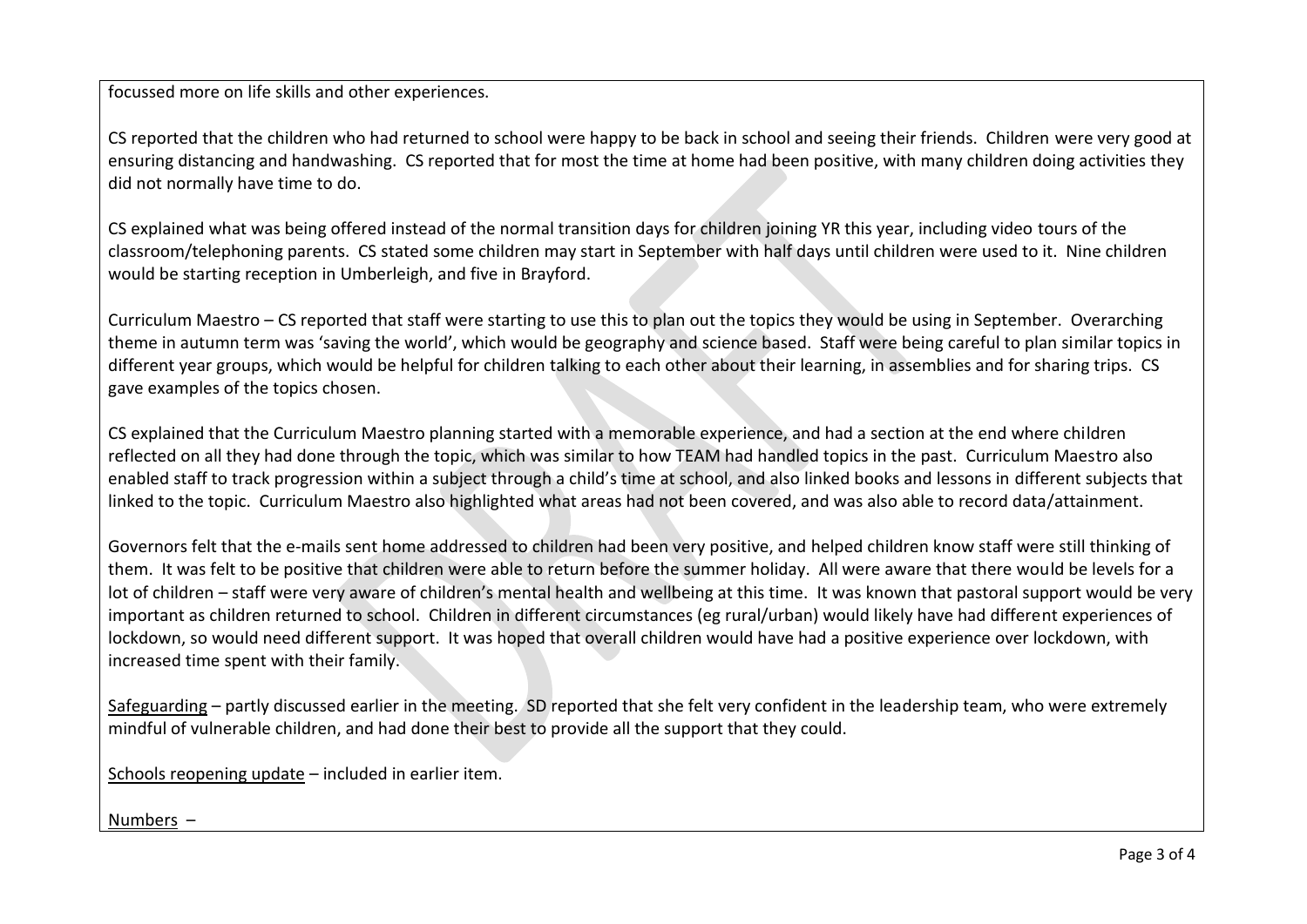focussed more on life skills and other experiences.

CS reported that the children who had returned to school were happy to be back in school and seeing their friends. Children were very good at ensuring distancing and handwashing. CS reported that for most the time at home had been positive, with many children doing activities they did not normally have time to do.

CS explained what was being offered instead of the normal transition days for children joining YR this year, including video tours of the classroom/telephoning parents. CS stated some children may start in September with half days until children were used to it. Nine children would be starting reception in Umberleigh, and five in Brayford.

Curriculum Maestro – CS reported that staff were starting to use this to plan out the topics they would be using in September. Overarching theme in autumn term was 'saving the world', which would be geography and science based. Staff were being careful to plan similar topics in different year groups, which would be helpful for children talking to each other about their learning, in assemblies and for sharing trips. CS gave examples of the topics chosen.

CS explained that the Curriculum Maestro planning started with a memorable experience, and had a section at the end where children reflected on all they had done through the topic, which was similar to how TEAM had handled topics in the past. Curriculum Maestro also enabled staff to track progression within a subject through a child's time at school, and also linked books and lessons in different subjects that linked to the topic. Curriculum Maestro also highlighted what areas had not been covered, and was also able to record data/attainment.

Governors felt that the e-mails sent home addressed to children had been very positive, and helped children know staff were still thinking of them. It was felt to be positive that children were able to return before the summer holiday. All were aware that there would be levels for a lot of children – staff were very aware of children's mental health and wellbeing at this time. It was known that pastoral support would be very important as children returned to school. Children in different circumstances (eg rural/urban) would likely have had different experiences of lockdown, so would need different support. It was hoped that overall children would have had a positive experience over lockdown, with increased time spent with their family.

<u>Safeguarding</u> – partly discussed earlier in the meeting. SD reported that she felt very confident in the leadership team, who were extremely mindful of vulnerable children, and had done their best to provide all the support that they could.

<u>Schools reopening update</u> – included in earlier item.

<u>Numbers</u> –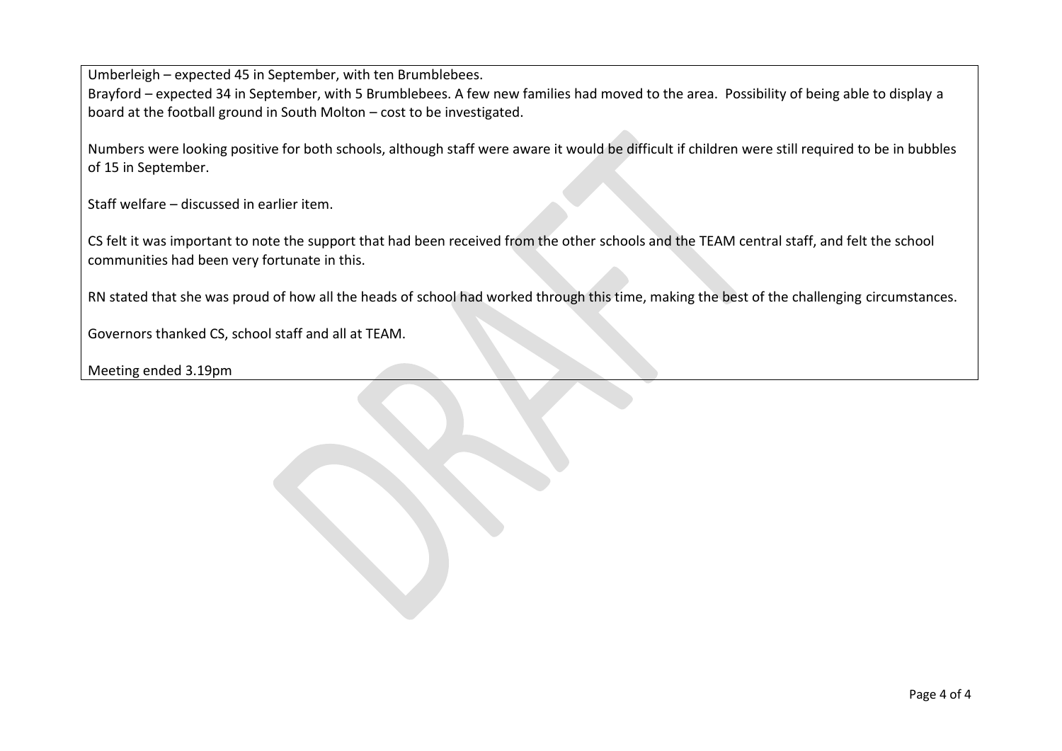Umberleigh – expected 45 in September, with ten Brumblebees.
Brayford – expected 34 in September, with 5 Brumblebees. A few new families had moved to the area. Possibility of being able to display a board at the football ground in South Molton – cost to be investigated.

Numbers were looking positive for both schools, although staff were aware it would be difficult if children were still required to be in bubbles of 15 in September.

Staff welfare – discussed in earlier item.

CS felt it was important to note the support that had been received from the other schools and the TEAM central staff, and felt the school communities had been very fortunate in this.

RN stated that she was proud of how all the heads of school had worked through this time, making the best of the challenging circumstances.

Governors thanked CS, school staff and all at TEAM.

Meeting ended 3.19pm